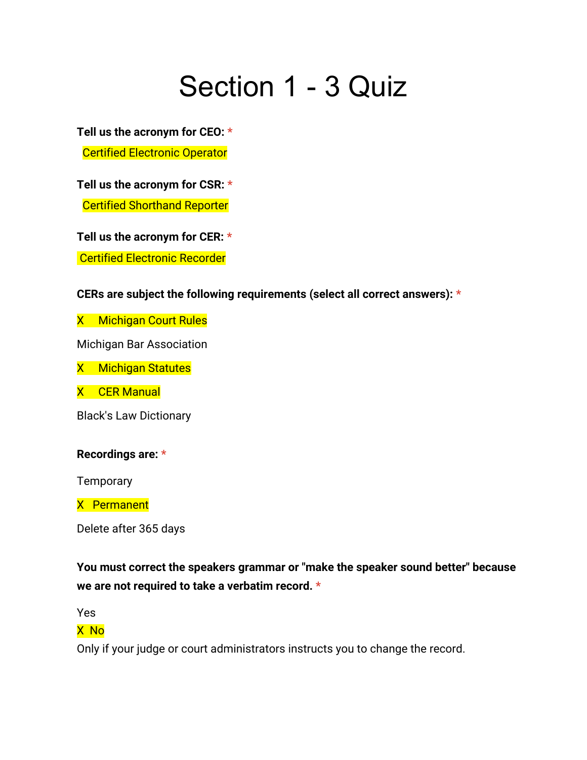# Section 1 - 3 Quiz

**Tell us the acronym for CEO:** *

Certified Electronic Operator

**Tell us the acronym for CSR:** *

Certified Shorthand Reporter

**Tell us the acronym for CER:** *

Certified Electronic Recorder

**CERs are subject the following requirements (select all correct answers):** *

X Michigan Court Rules

Michigan Bar Association

X Michigan Statutes

X CER Manual

Black's Law Dictionary

**Recordings are:** *

Temporary

X Permanent

Delete after 365 days

**You must correct the speakers grammar or "make the speaker sound better" because we are not required to take a verbatim record.** *

Yes

X No

Only if your judge or court administrators instructs you to change the record.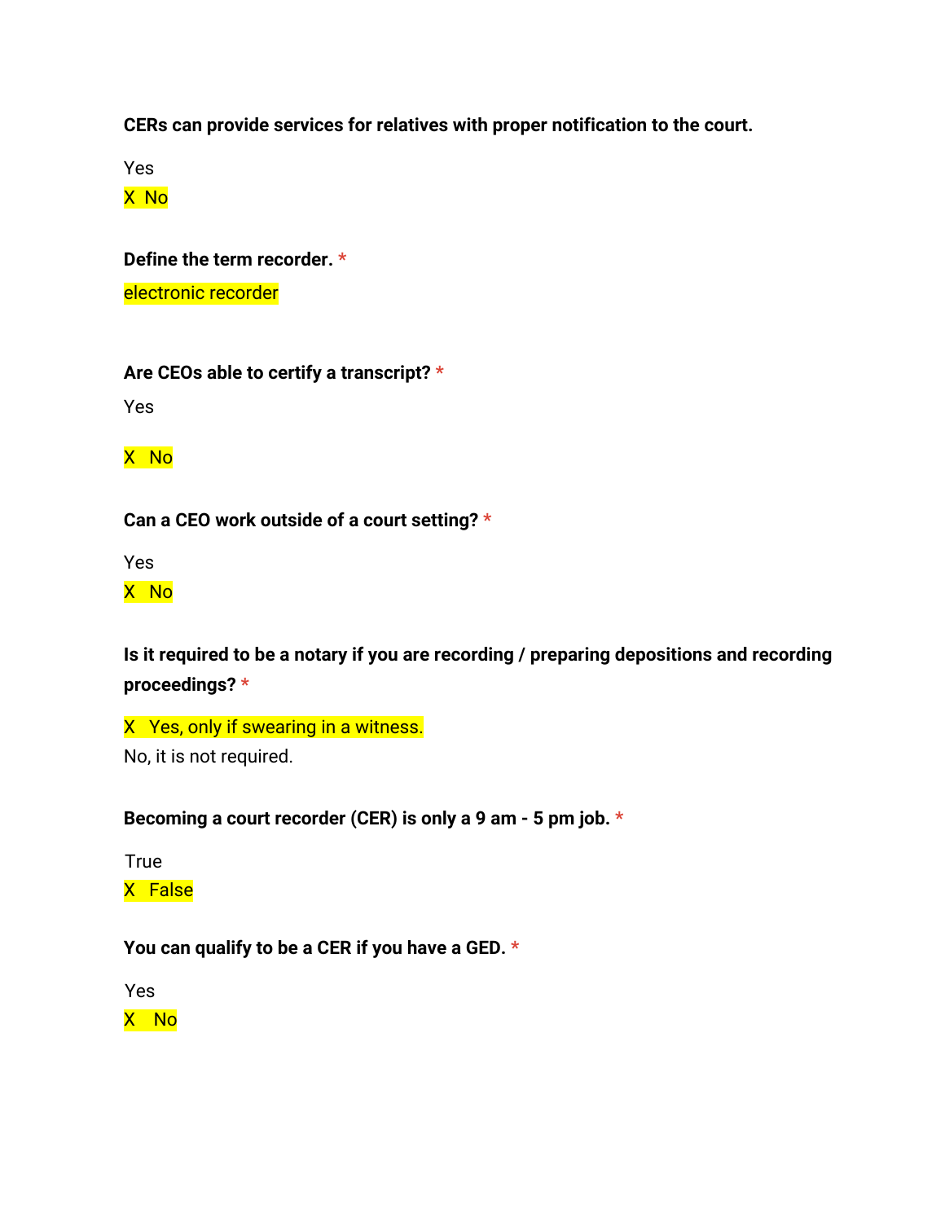**CERs can provide services for relatives with proper notification to the court.**

Yes

X No

**Define the term recorder.** *

electronic recorder

**Are CEOs able to certify a transcript?** *

Yes

X No

**Can a CEO work outside of a court setting?** *

Yes

X No

**Is it required to be a notary if you are recording / preparing depositions and recording proceedings?** *

X Yes, only if swearing in a witness.

No, it is not required.

**Becoming a court recorder (CER) is only a 9 am - 5 pm job.** *

True

X False

**You can qualify to be a CER if you have a GED.** *

Yes

X No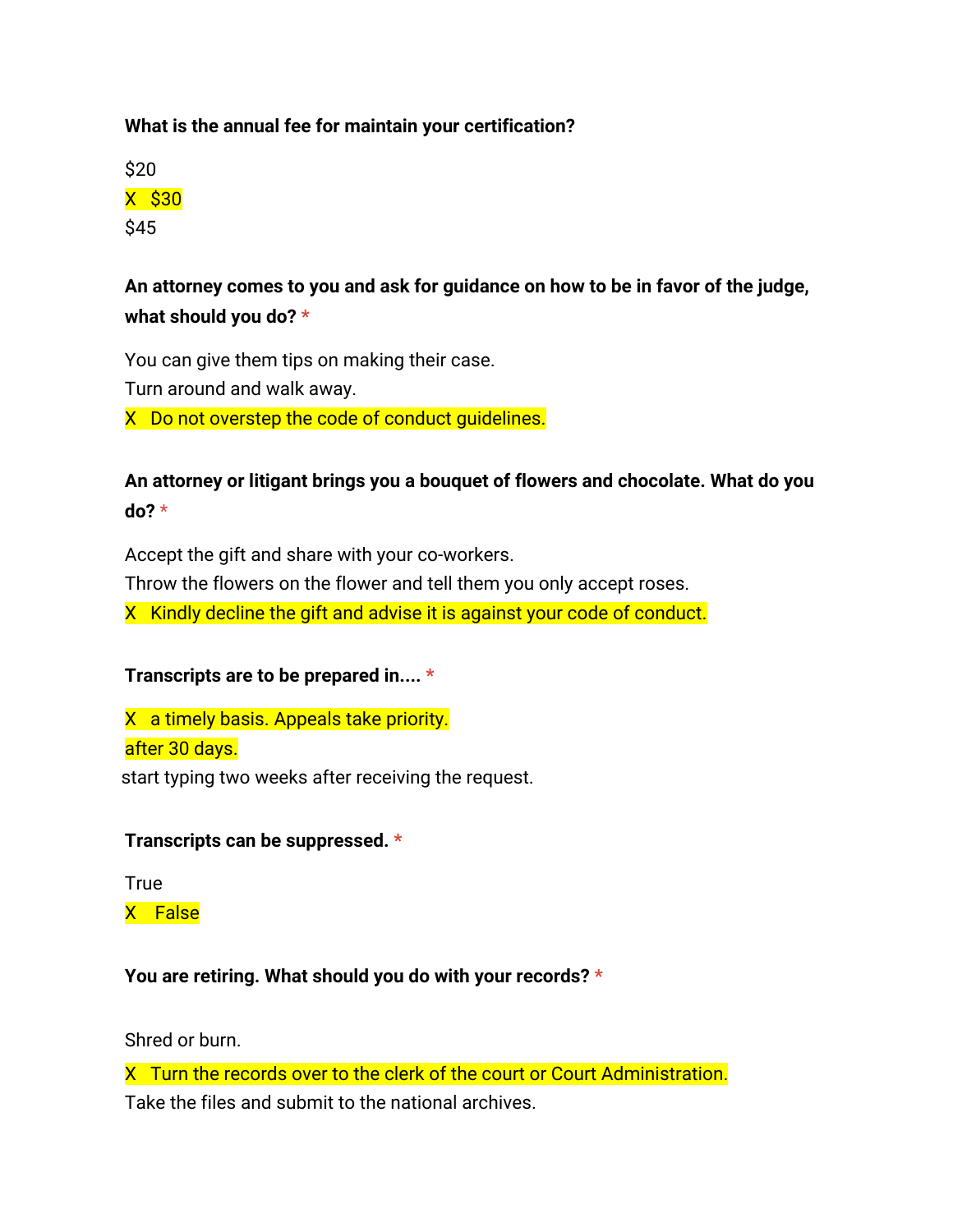**What is the annual fee for maintain your certification?**

$20

X $30

$45

**An attorney comes to you and ask for guidance on how to be in favor of the judge, what should you do?** *

You can give them tips on making their case.

Turn around and walk away.

X Do not overstep the code of conduct guidelines.

**An attorney or litigant brings you a bouquet of flowers and chocolate. What do you do?** *

Accept the gift and share with your co-workers.

Throw the flowers on the flower and tell them you only accept roses.

X Kindly decline the gift and advise it is against your code of conduct.

**Transcripts are to be prepared in....** *

X a timely basis. Appeals take priority.

after 30 days.

start typing two weeks after receiving the request.

**Transcripts can be suppressed.** *

True

X False

**You are retiring. What should you do with your records?** *

Shred or burn.

X Turn the records over to the clerk of the court or Court Administration.

Take the files and submit to the national archives.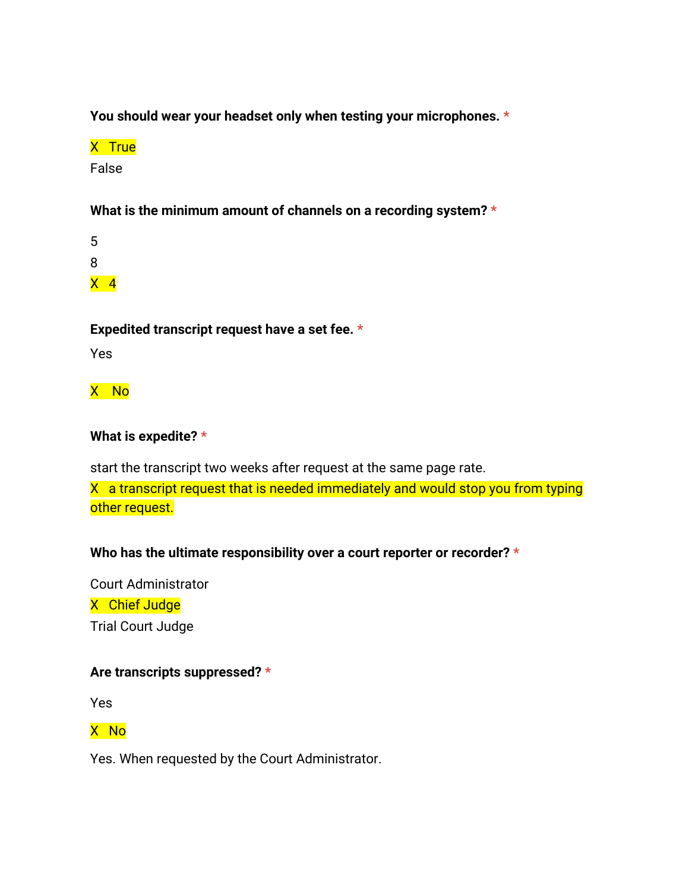**You should wear your headset only when testing your microphones.** *

X True

False

**What is the minimum amount of channels on a recording system?** *

5

8

X 4

**Expedited transcript request have a set fee.** *

Yes

X No

**What is expedite?** *

start the transcript two weeks after request at the same page rate.

X a transcript request that is needed immediately and would stop you from typing other request.

**Who has the ultimate responsibility over a court reporter or recorder?** *

Court Administrator

X Chief Judge

Trial Court Judge

**Are transcripts suppressed?** *

Yes

X No

Yes. When requested by the Court Administrator.